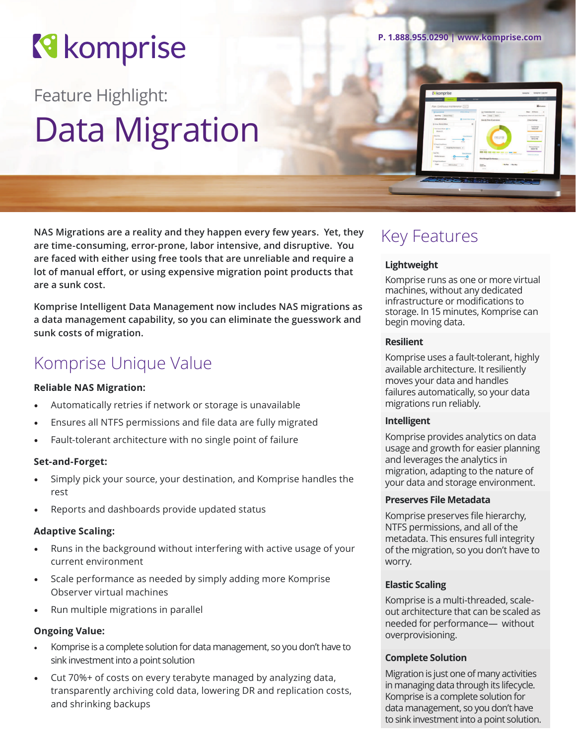# komprise

P. 1.888.955.0290 | www.komprise.com

Feature Highlight:

# Data Migration

**NAS Migrations are a reality and they happen every few years. Yet, they are time-consuming, error-prone, labor intensive, and disruptive. You are faced with either using free tools that are unreliable and require a lot of manual effort, or using expensive migration point products that are a sunk cost.**

**Komprise Intelligent Data Management now includes NAS migrations as a data management capability, so you can eliminate the guesswork and sunk costs of migration.**

## Komprise Unique Value

**Reliable NAS Migration:**

- Automatically retries if network or storage is unavailable
- Ensures all NTFS permissions and file data are fully migrated
- Fault-tolerant architecture with no single point of failure

**Set-and-Forget:**

- Simply pick your source, your destination, and Komprise handles the rest
- Reports and dashboards provide updated status

**Adaptive Scaling:**

- Runs in the background without interfering with active usage of your current environment
- Scale performance as needed by simply adding more Komprise Observer virtual machines
- Run multiple migrations in parallel

**Ongoing Value:**

- Komprise is a complete solution for data management, so you don't have to sink investment into a point solution
- Cut 70%+ of costs on every terabyte managed by analyzing data, transparently archiving cold data, lowering DR and replication costs, and shrinking backups

## Key Features

**Lightweight**

Komprise runs as one or more virtual machines, without any dedicated infrastructure or modifications to storage. In 15 minutes, Komprise can begin moving data.

**Resilient**

Komprise uses a fault-tolerant, highly available architecture. It resiliently moves your data and handles failures automatically, so your data migrations run reliably.

**Intelligent**

Komprise provides analytics on data usage and growth for easier planning and leverages the analytics in migration, adapting to the nature of your data and storage environment.

**Preserves File Metadata**

Komprise preserves file hierarchy, NTFS permissions, and all of the metadata. This ensures full integrity of the migration, so you don't have to worry.

**Elastic Scaling**

Komprise is a multi-threaded, scale-out architecture that can be scaled as needed for performance— without overprovisioning.

**Complete Solution**

Migration is just one of many activities in managing data through its lifecycle. Komprise is a complete solution for data management, so you don't have to sink investment into a point solution.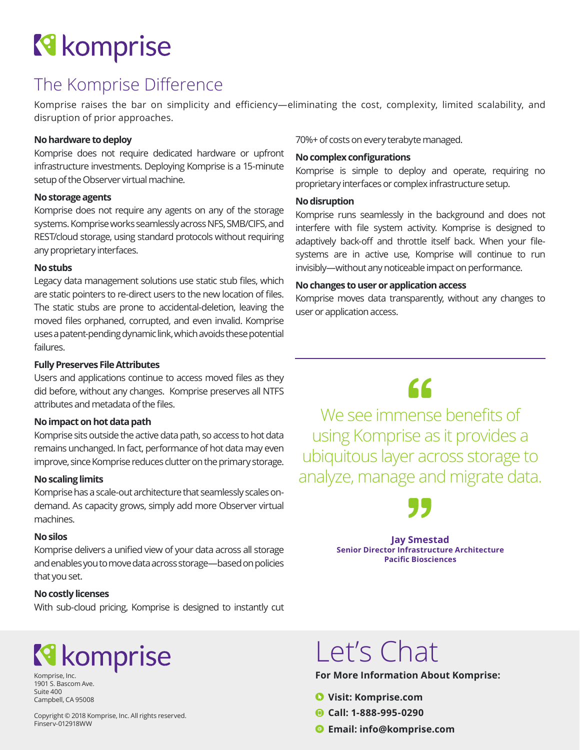komprise

## The Komprise Difference

Komprise raises the bar on simplicity and efficiency—eliminating the cost, complexity, limited scalability, and disruption of prior approaches.

**No hardware to deploy**
Komprise does not require dedicated hardware or upfront infrastructure investments. Deploying Komprise is a 15-minute setup of the Observer virtual machine.

**No storage agents**
Komprise does not require any agents on any of the storage systems. Komprise works seamlessly across NFS, SMB/CIFS, and REST/cloud storage, using standard protocols without requiring any proprietary interfaces.

**No stubs**
Legacy data management solutions use static stub files, which are static pointers to re-direct users to the new location of files. The static stubs are prone to accidental-deletion, leaving the moved files orphaned, corrupted, and even invalid. Komprise uses a patent-pending dynamic link, which avoids these potential failures.

**Fully Preserves File Attributes**
Users and applications continue to access moved files as they did before, without any changes. Komprise preserves all NTFS attributes and metadata of the files.

**No impact on hot data path**
Komprise sits outside the active data path, so access to hot data remains unchanged. In fact, performance of hot data may even improve, since Komprise reduces clutter on the primary storage.

**No scaling limits**
Komprise has a scale-out architecture that seamlessly scales on-demand. As capacity grows, simply add more Observer virtual machines.

**No silos**
Komprise delivers a unified view of your data across all storage and enables you to move data across storage—based on policies that you set.

**No costly licenses**
With sub-cloud pricing, Komprise is designed to instantly cut 70%+ of costs on every terabyte managed.

**No complex configurations**
Komprise is simple to deploy and operate, requiring no proprietary interfaces or complex infrastructure setup.

**No disruption**
Komprise runs seamlessly in the background and does not interfere with file system activity. Komprise is designed to adaptively back-off and throttle itself back. When your file-systems are in active use, Komprise will continue to run invisibly—without any noticeable impact on performance.

**No changes to user or application access**
Komprise moves data transparently, without any changes to user or application access.

> "We see immense benefits of using Komprise as it provides a ubiquitous layer across storage to analyze, manage and migrate data."
>
> **Jay Smestad**
> **Senior Director Infrastructure Architecture**
> **Pacific Biosciences**

komprise

Komprise, Inc.
1901 S. Bascom Ave.
Suite 400
Campbell, CA 95008

Copyright © 2018 Komprise, Inc. All rights reserved.
Finserv-012918WW

## Let's Chat

**For More Information About Komprise:**

- **Visit: Komprise.com**
- **Call: 1-888-995-0290**
- **Email: info@komprise.com**